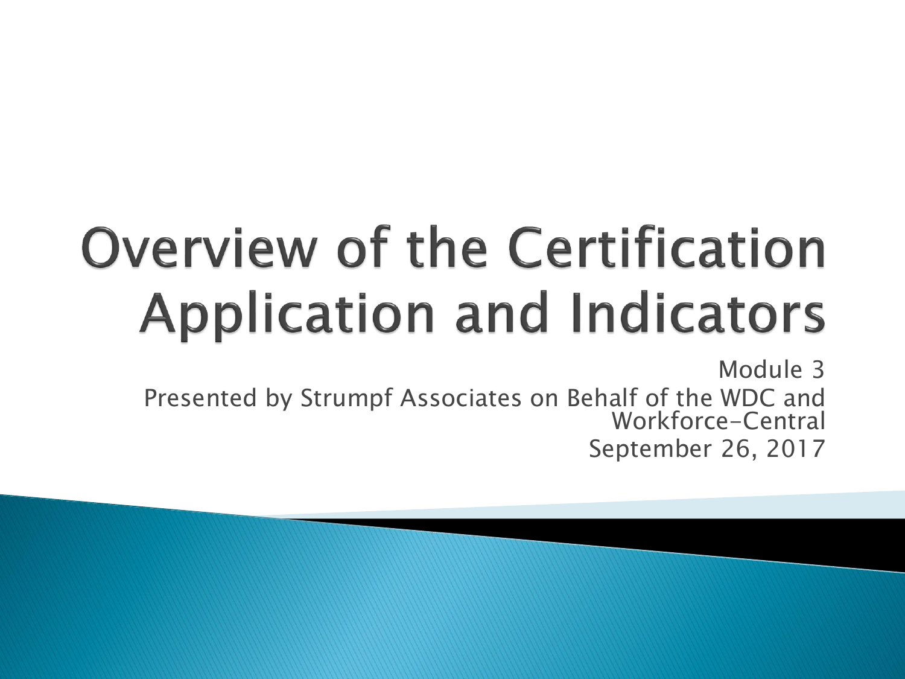# Overview of the Certification Application and Indicators

Module 3

Presented by Strumpf Associates on Behalf of the WDC and Workforce-Central

September 26, 2017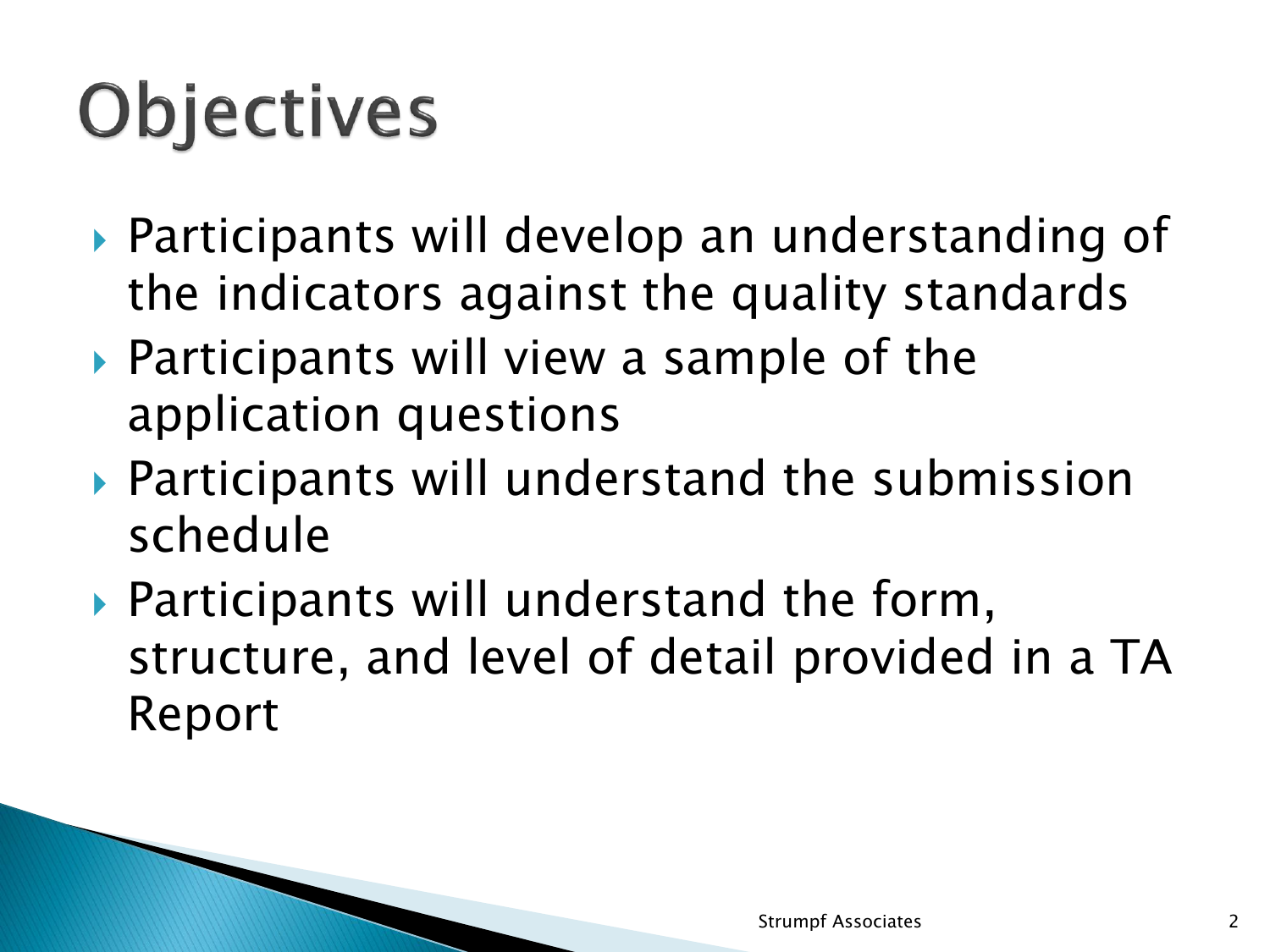# Objectives

- Participants will develop an understanding of the indicators against the quality standards
- Participants will view a sample of the application questions
- Participants will understand the submission schedule
- Participants will understand the form, structure, and level of detail provided in a TA Report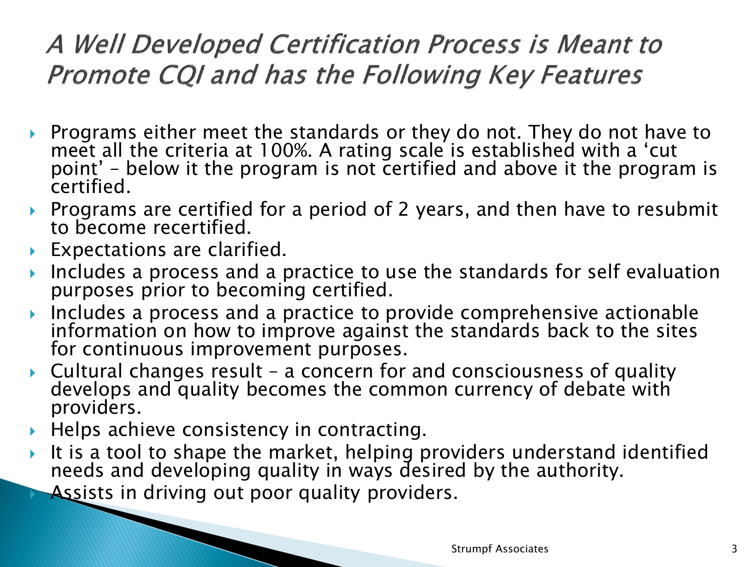# A Well Developed Certification Process is Meant to Promote CQI and has the Following Key Features

- Programs either meet the standards or they do not. They do not have to meet all the criteria at 100%. A rating scale is established with a 'cut point' – below it the program is not certified and above it the program is certified.
- Programs are certified for a period of 2 years, and then have to resubmit to become recertified.
- Expectations are clarified.
- Includes a process and a practice to use the standards for self evaluation purposes prior to becoming certified.
- Includes a process and a practice to provide comprehensive actionable information on how to improve against the standards back to the sites for continuous improvement purposes.
- Cultural changes result – a concern for and consciousness of quality develops and quality becomes the common currency of debate with providers.
- Helps achieve consistency in contracting.
- It is a tool to shape the market, helping providers understand identified needs and developing quality in ways desired by the authority.
- Assists in driving out poor quality providers.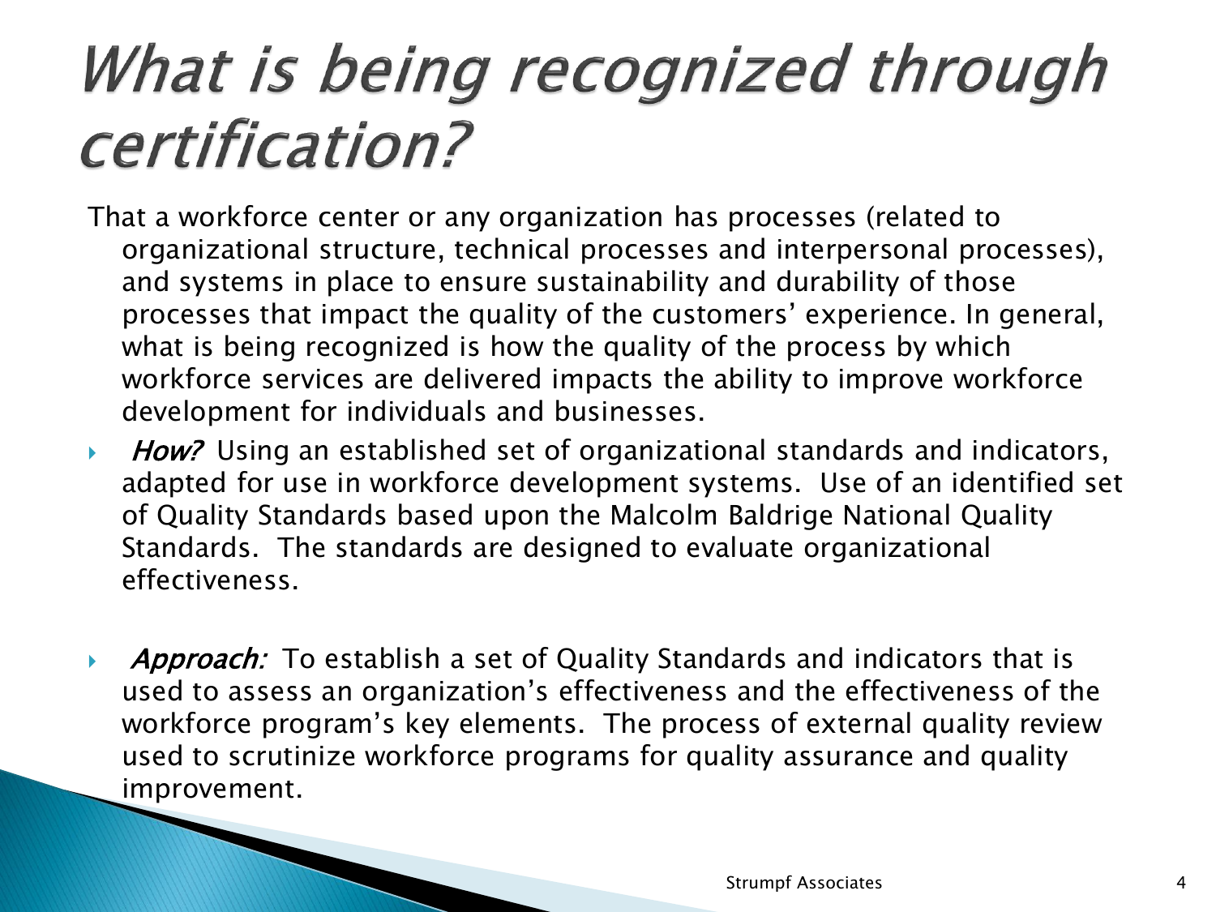# *What is being recognized through certification?*

That a workforce center or any organization has processes (related to organizational structure, technical processes and interpersonal processes), and systems in place to ensure sustainability and durability of those processes that impact the quality of the customers' experience. In general, what is being recognized is how the quality of the process by which workforce services are delivered impacts the ability to improve workforce development for individuals and businesses.

- ***How?*** Using an established set of organizational standards and indicators, adapted for use in workforce development systems. Use of an identified set of Quality Standards based upon the Malcolm Baldrige National Quality Standards. The standards are designed to evaluate organizational effectiveness.

- ***Approach:*** To establish a set of Quality Standards and indicators that is used to assess an organization's effectiveness and the effectiveness of the workforce program's key elements. The process of external quality review used to scrutinize workforce programs for quality assurance and quality improvement.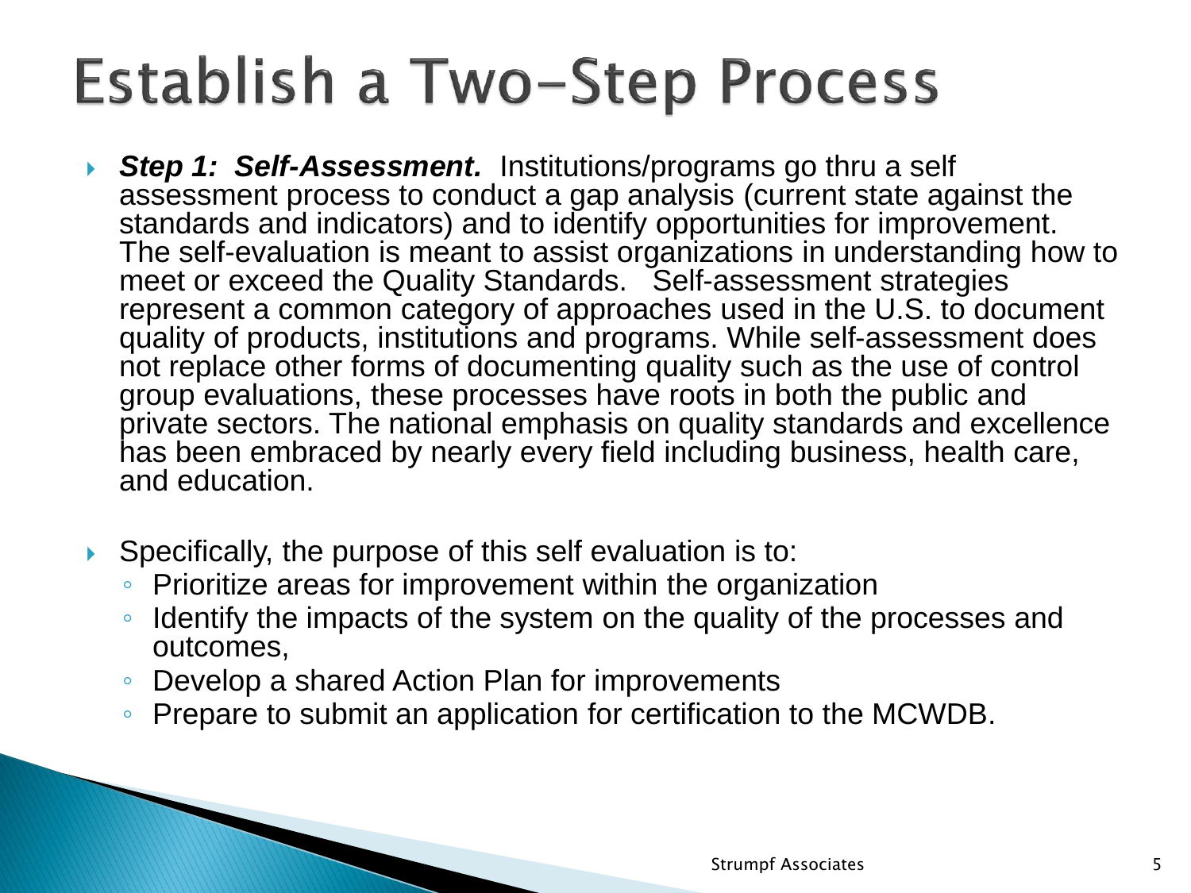# Establish a Two-Step Process

- ***Step 1: Self-Assessment.*** Institutions/programs go thru a self assessment process to conduct a gap analysis (current state against the standards and indicators) and to identify opportunities for improvement. The self-evaluation is meant to assist organizations in understanding how to meet or exceed the Quality Standards. Self-assessment strategies represent a common category of approaches used in the U.S. to document quality of products, institutions and programs. While self-assessment does not replace other forms of documenting quality such as the use of control group evaluations, these processes have roots in both the public and private sectors. The national emphasis on quality standards and excellence has been embraced by nearly every field including business, health care, and education.

- Specifically, the purpose of this self evaluation is to:
  - Prioritize areas for improvement within the organization
  - Identify the impacts of the system on the quality of the processes and outcomes,
  - Develop a shared Action Plan for improvements
  - Prepare to submit an application for certification to the MCWDB.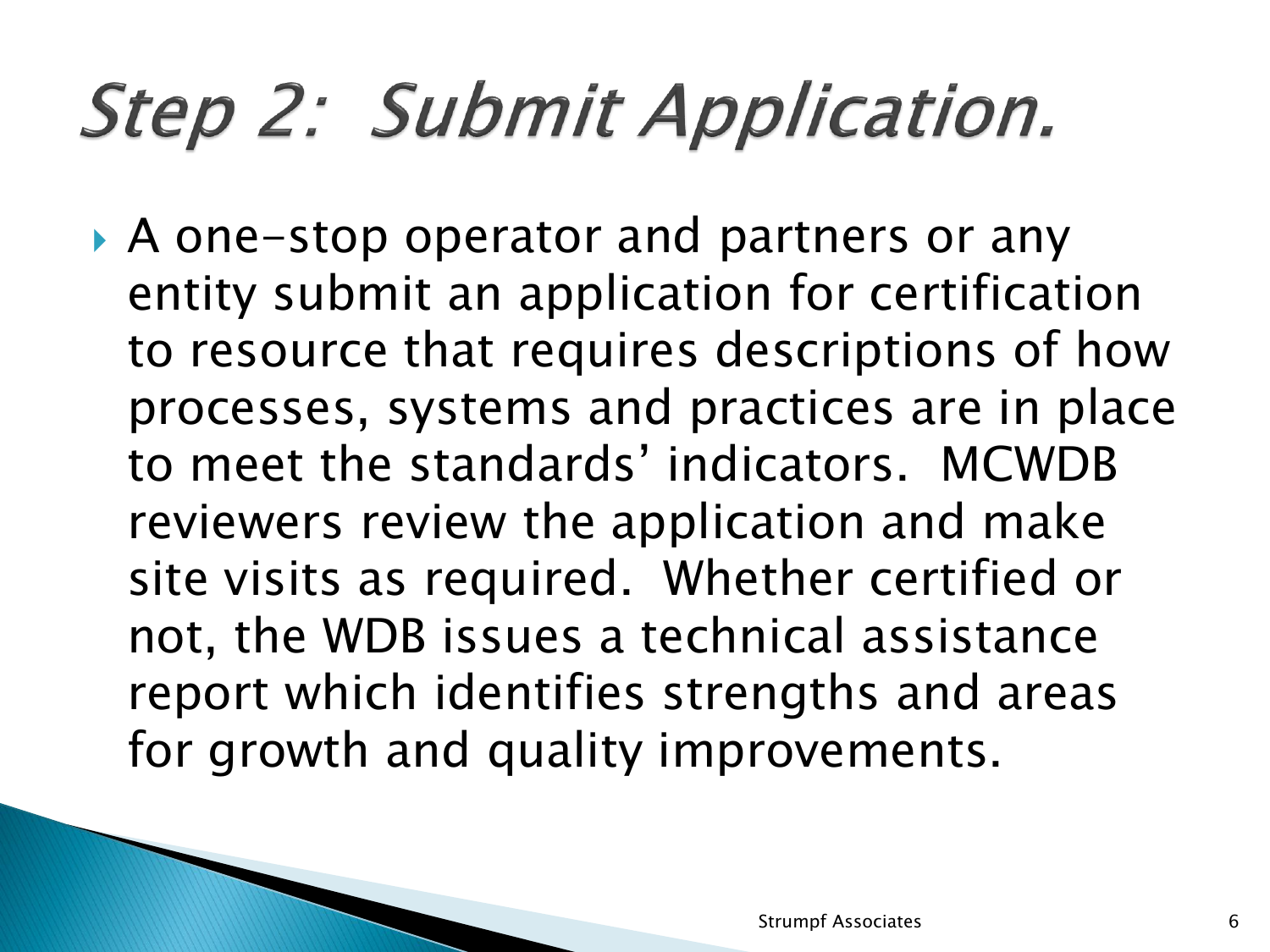# *Step 2: Submit Application.*

- A one-stop operator and partners or any entity submit an application for certification to resource that requires descriptions of how processes, systems and practices are in place to meet the standards' indicators. MCWDB reviewers review the application and make site visits as required. Whether certified or not, the WDB issues a technical assistance report which identifies strengths and areas for growth and quality improvements.